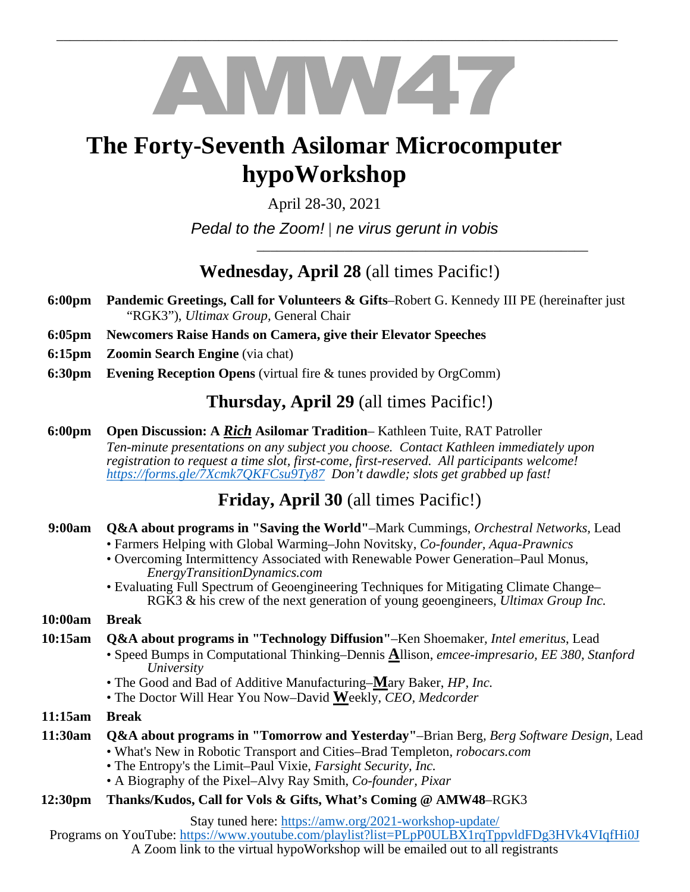# AMW47

# The Forty-Seventh Asilomar Microcomputer hypoWorkshop

April 28-30, 2021

*Pedal to the Zoom!* | *ne virus gerunt in vobis*

## Wednesday, April 28 (all times Pacific!)

**6:00pm** **Pandemic Greetings, Call for Volunteers & Gifts**–Robert G. Kennedy III PE (hereinafter just "RGK3"), *Ultimax Group,* General Chair

**6:05pm** **Newcomers Raise Hands on Camera, give their Elevator Speeches**

**6:15pm** **Zoomin Search Engine** (via chat)

**6:30pm** **Evening Reception Opens** (virtual fire & tunes provided by OrgComm)

## Thursday, April 29 (all times Pacific!)

**6:00pm** **Open Discussion: A *Rich* Asilomar Tradition**– Kathleen Tuite, RAT Patroller
*Ten-minute presentations on any subject you choose. Contact Kathleen immediately upon registration to request a time slot, first-come, first-reserved. All participants welcome! https://forms.gle/7Xcmk7QKFCsu9Ty87 Don't dawdle; slots get grabbed up fast!*

## Friday, April 30 (all times Pacific!)

**9:00am** **Q&A about programs in "Saving the World"**–Mark Cummings, *Orchestral Networks*, Lead
- Farmers Helping with Global Warming–John Novitsky, *Co-founder, Aqua-Prawnics*
- Overcoming Intermittency Associated with Renewable Power Generation–Paul Monus, *EnergyTransitionDynamics.com*
- Evaluating Full Spectrum of Geoengineering Techniques for Mitigating Climate Change–RGK3 & his crew of the next generation of young geoengineers, *Ultimax Group Inc.*

**10:00am** **Break**

**10:15am** **Q&A about programs in "Technology Diffusion"**–Ken Shoemaker, *Intel emeritus*, Lead
- Speed Bumps in Computational Thinking–Dennis **A**llison, *emcee-impresario, EE 380, Stanford University*
- The Good and Bad of Additive Manufacturing–**M**ary Baker, *HP, Inc.*
- The Doctor Will Hear You Now–David **W**eekly, *CEO, Medcorder*

**11:15am** **Break**

**11:30am** **Q&A about programs in "Tomorrow and Yesterday"**–Brian Berg, *Berg Software Design*, Lead
- What's New in Robotic Transport and Cities–Brad Templeton, *robocars.com*
- The Entropy's the Limit–Paul Vixie, *Farsight Security, Inc.*
- A Biography of the Pixel–Alvy Ray Smith, *Co-founder, Pixar*

**12:30pm** **Thanks/Kudos, Call for Vols & Gifts, What's Coming @ AMW48**–RGK3

Stay tuned here: https://amw.org/2021-workshop-update/
Programs on YouTube: https://www.youtube.com/playlist?list=PLpP0ULBX1rqTppvldFDg3HVk4VIqfHi0J
A Zoom link to the virtual hypoWorkshop will be emailed out to all registrants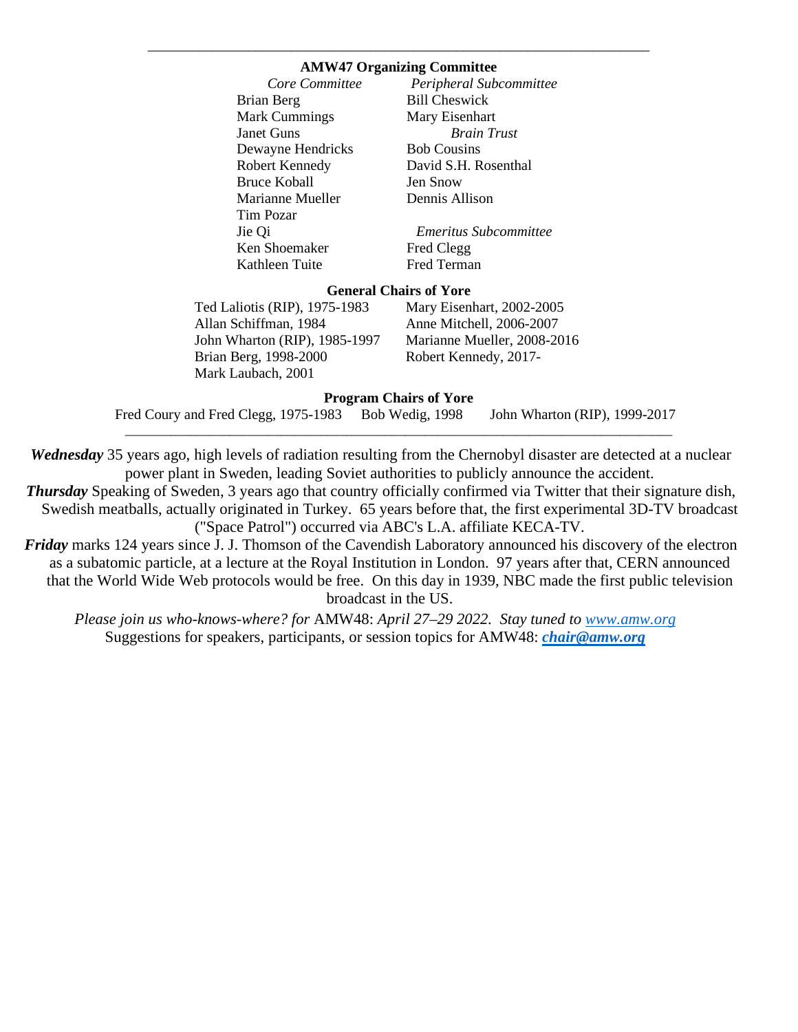---

**AMW47 Organizing Committee**

| *Core Committee* | *Peripheral Subcommittee* |
| --- | --- |
| Brian Berg | Bill Cheswick |
| Mark Cummings | Mary Eisenhart |
| Janet Guns | *Brain Trust* |
| Dewayne Hendricks | Bob Cousins |
| Robert Kennedy | David S.H. Rosenthal |
| Bruce Koball | Jen Snow |
| Marianne Mueller | Dennis Allison |
| Tim Pozar | |
| Jie Qi | *Emeritus Subcommittee* |
| Ken Shoemaker | Fred Clegg |
| Kathleen Tuite | Fred Terman |

**General Chairs of Yore**

| | |
| --- | --- |
| Ted Laliotis (RIP), 1975-1983 | Mary Eisenhart, 2002-2005 |
| Allan Schiffman, 1984 | Anne Mitchell, 2006-2007 |
| John Wharton (RIP), 1985-1997 | Marianne Mueller, 2008-2016 |
| Brian Berg, 1998-2000 | Robert Kennedy, 2017- |
| Mark Laubach, 2001 | |

**Program Chairs of Yore**

Fred Coury and Fred Clegg, 1975-1983 Bob Wedig, 1998 John Wharton (RIP), 1999-2017

---

***Wednesday*** 35 years ago, high levels of radiation resulting from the Chernobyl disaster are detected at a nuclear power plant in Sweden, leading Soviet authorities to publicly announce the accident.

***Thursday*** Speaking of Sweden, 3 years ago that country officially confirmed via Twitter that their signature dish, Swedish meatballs, actually originated in Turkey. 65 years before that, the first experimental 3D-TV broadcast ("Space Patrol") occurred via ABC's L.A. affiliate KECA-TV.

***Friday*** marks 124 years since J. J. Thomson of the Cavendish Laboratory announced his discovery of the electron as a subatomic particle, at a lecture at the Royal Institution in London. 97 years after that, CERN announced that the World Wide Web protocols would be free. On this day in 1939, NBC made the first public television broadcast in the US.

*Please join us who-knows-where? for* AMW48: *April 27–29 2022. Stay tuned to [www.amw.org](http://www.amw.org)*

Suggestions for speakers, participants, or session topics for AMW48: ***[chair@amw.org](mailto:chair@amw.org)***